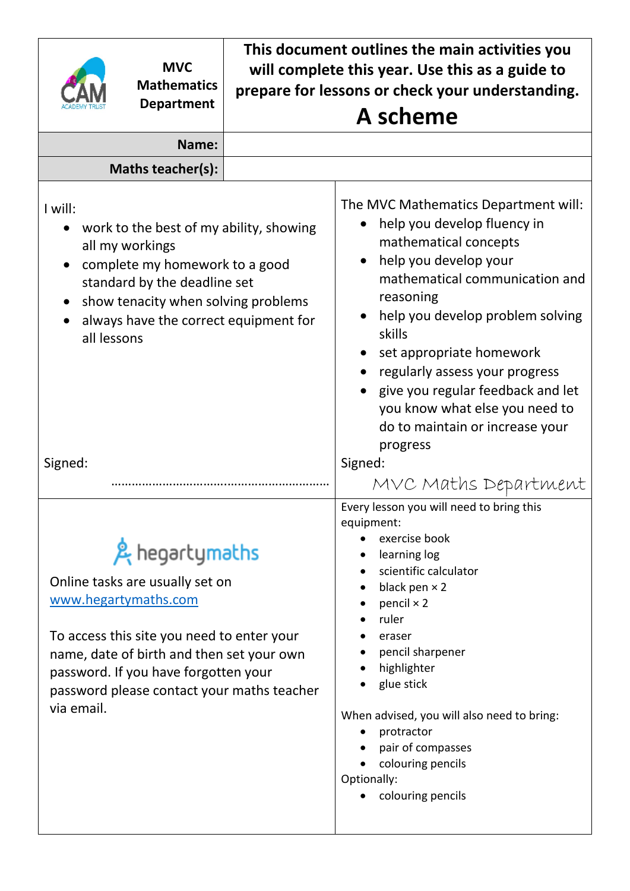**MVC Mathematics Department**

**This document outlines the main activities you will complete this year. Use this as a guide to prepare for lessons or check your understanding.**

# A scheme

| **Name:** | |
|---|---|
| **Maths teacher(s):** | |

I will:

- work to the best of my ability, showing all my workings
- complete my homework to a good standard by the deadline set
- show tenacity when solving problems
- always have the correct equipment for all lessons

Signed: ……………………………………………………

The MVC Mathematics Department will:

- help you develop fluency in mathematical concepts
- help you develop your mathematical communication and reasoning
- help you develop problem solving skills
- set appropriate homework
- regularly assess your progress
- give you regular feedback and let you know what else you need to do to maintain or increase your progress

Signed: *MVC Maths Department*

hegartymaths

Online tasks are usually set on [www.hegartymaths.com](http://www.hegartymaths.com)

To access this site you need to enter your name, date of birth and then set your own password. If you have forgotten your password please contact your maths teacher via email.

Every lesson you will need to bring this equipment:

- exercise book
- learning log
- scientific calculator
- black pen × 2
- pencil × 2
- ruler
- eraser
- pencil sharpener
- highlighter
- glue stick

When advised, you will also need to bring:

- protractor
- pair of compasses
- colouring pencils

Optionally:

- colouring pencils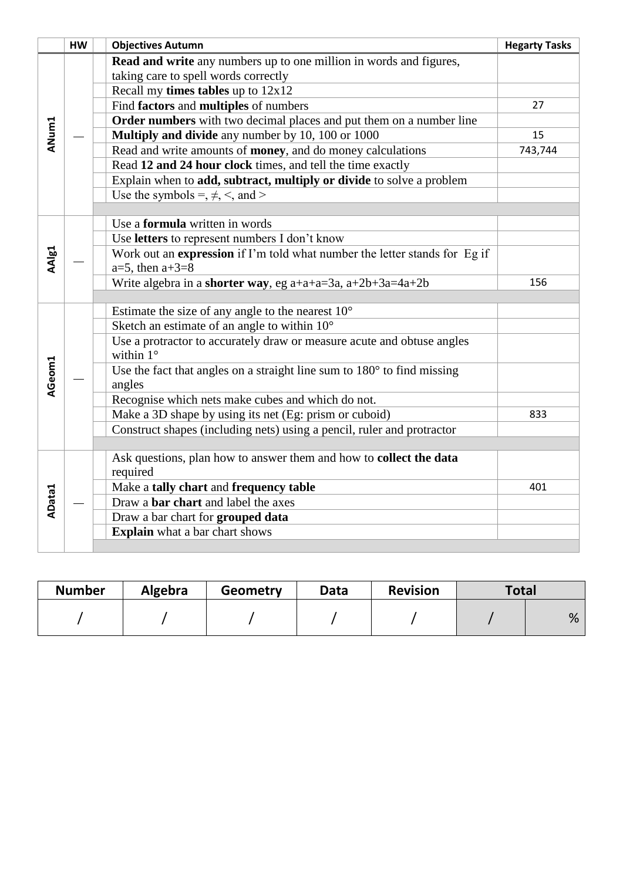|  | HW |  | Objectives Autumn | Hegarty Tasks |
|---|---|---|---|---|
| ANum1 | __ |  | **Read and write** any numbers up to one million in words and figures, taking care to spell words correctly |  |
|  |  |  | Recall my **times tables** up to 12x12 |  |
|  |  |  | Find **factors** and **multiples** of numbers | 27 |
|  |  |  | **Order numbers** with two decimal places and put them on a number line |  |
|  |  |  | **Multiply and divide** any number by 10, 100 or 1000 | 15 |
|  |  |  | Read and write amounts of **money**, and do money calculations | 743,744 |
|  |  |  | Read **12 and 24 hour clock** times, and tell the time exactly |  |
|  |  |  | Explain when to **add, subtract, multiply or divide** to solve a problem |  |
|  |  |  | Use the symbols $=$, $\neq$, $<$, and $>$ |  |
| AAlg1 | __ |  | Use a **formula** written in words |  |
|  |  |  | Use **letters** to represent numbers I don't know |  |
|  |  |  | Work out an **expression** if I'm told what number the letter stands for Eg if $a=5$, then $a+3=8$ |  |
|  |  |  | Write algebra in a **shorter way**, eg $a+a+a=3a$, $a+2b+3a=4a+2b$ | 156 |
| AGeom1 | __ |  | Estimate the size of any angle to the nearest 10° |  |
|  |  |  | Sketch an estimate of an angle to within 10° |  |
|  |  |  | Use a protractor to accurately draw or measure acute and obtuse angles within 1° |  |
|  |  |  | Use the fact that angles on a straight line sum to 180° to find missing angles |  |
|  |  |  | Recognise which nets make cubes and which do not. |  |
|  |  |  | Make a 3D shape by using its net (Eg: prism or cuboid) | 833 |
|  |  |  | Construct shapes (including nets) using a pencil, ruler and protractor |  |
| AData1 | __ |  | Ask questions, plan how to answer them and how to **collect the data** required |  |
|  |  |  | Make a **tally chart** and **frequency table** | 401 |
|  |  |  | Draw a **bar chart** and label the axes |  |
|  |  |  | Draw a bar chart for **grouped data** |  |
|  |  |  | **Explain** what a bar chart shows |  |

| Number | Algebra | Geometry | Data | Revision | Total | |
|---|---|---|---|---|---|---|
| / | / | / | / | / | / | % |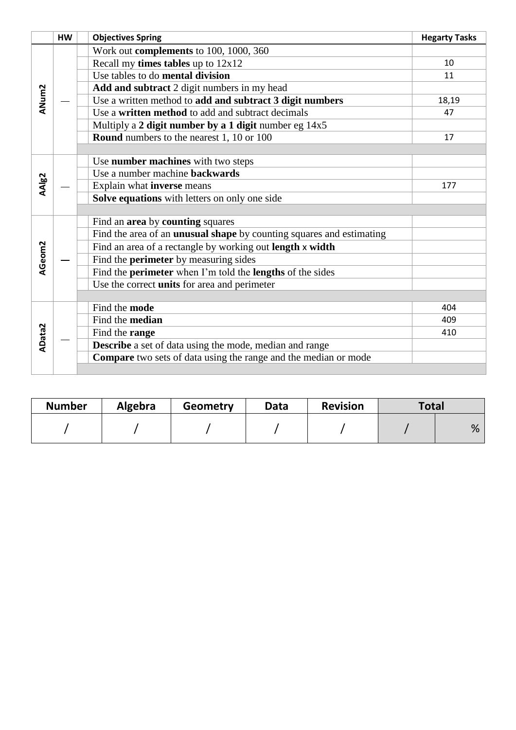| | HW | | Objectives Spring | Hegarty Tasks |
|---|---|---|---|---|
| ANum2 | — | | Work out **complements** to 100, 1000, 360 | |
| | | | Recall my **times tables** up to 12x12 | 10 |
| | | | Use tables to do **mental division** | 11 |
| | | | **Add and subtract** 2 digit numbers in my head | |
| | | | Use a written method to **add and subtract 3 digit numbers** | 18,19 |
| | | | Use a **written method** to add and subtract decimals | 47 |
| | | | Multiply a **2 digit number by a 1 digit** number eg 14x5 | |
| | | | **Round** numbers to the nearest 1, 10 or 100 | 17 |
| | | | | |
| AAlg2 | — | | Use **number machines** with two steps | |
| | | | Use a number machine **backwards** | |
| | | | Explain what **inverse** means | 177 |
| | | | **Solve equations** with letters on only one side | |
| | | | | |
| AGeom2 | — | | Find an **area** by **counting** squares | |
| | | | Find the area of an **unusual shape** by counting squares and estimating | |
| | | | Find an area of a rectangle by working out **length** x **width** | |
| | | | Find the **perimeter** by measuring sides | |
| | | | Find the **perimeter** when I'm told the **lengths** of the sides | |
| | | | Use the correct **units** for area and perimeter | |
| | | | | |
| AData2 | — | | Find the **mode** | 404 |
| | | | Find the **median** | 409 |
| | | | Find the **range** | 410 |
| | | | **Describe** a set of data using the mode, median and range | |
| | | | **Compare** two sets of data using the range and the median or mode | |
| | | | | |

| Number | Algebra | Geometry | Data | Revision | Total | |
|---|---|---|---|---|---|---|
| / | / | / | / | / | / | % |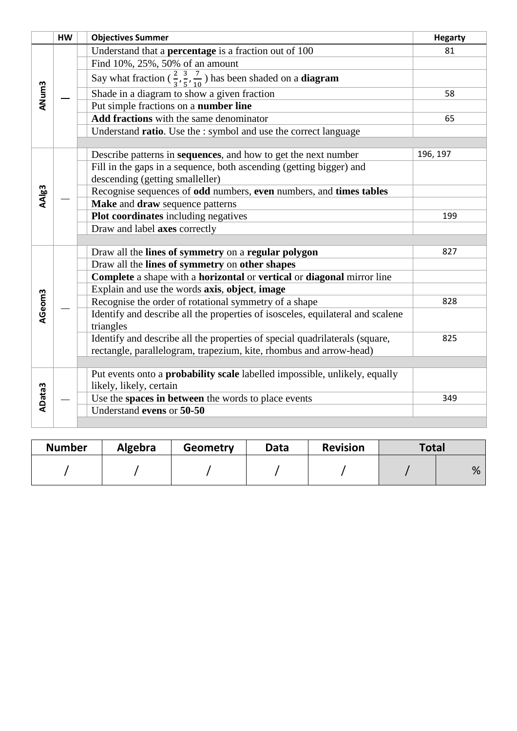| | HW | | Objectives Summer | Hegarty |
|---|---|---|---|---|
| **ANum3** | — | | Understand that a **percentage** is a fraction out of 100 | 81 |
| | | | Find 10%, 25%, 50% of an amount | |
| | | | Say what fraction ( $\frac{2}{3}, \frac{3}{5}, \frac{7}{10}$ ) has been shaded on a **diagram** | |
| | | | Shade in a diagram to show a given fraction | 58 |
| | | | Put simple fractions on a **number line** | |
| | | | **Add fractions** with the same denominator | 65 |
| | | | Understand **ratio**. Use the : symbol and use the correct language | |
| | | | | |
| **AAlg3** | — | | Describe patterns in **sequences**, and how to get the next number | 196, 197 |
| | | | Fill in the gaps in a sequence, both ascending (getting bigger) and descending (getting smalleller) | |
| | | | Recognise sequences of **odd** numbers, **even** numbers, and **times tables** | |
| | | | **Make** and **draw** sequence patterns | |
| | | | **Plot coordinates** including negatives | 199 |
| | | | Draw and label **axes** correctly | |
| | | | | |
| **AGeom3** | — | | Draw all the **lines of symmetry** on a **regular polygon** | 827 |
| | | | Draw all the **lines of symmetry** on **other shapes** | |
| | | | **Complete** a shape with a **horizontal** or **vertical** or **diagonal** mirror line | |
| | | | Explain and use the words **axis**, **object**, **image** | |
| | | | Recognise the order of rotational symmetry of a shape | 828 |
| | | | Identify and describe all the properties of isosceles, equilateral and scalene triangles | |
| | | | Identify and describe all the properties of special quadrilaterals (square, rectangle, parallelogram, trapezium, kite, rhombus and arrow-head) | 825 |
| | | | | |
| **AData3** | — | | Put events onto a **probability scale** labelled impossible, unlikely, equally likely, likely, certain | |
| | | | Use the **spaces in between** the words to place events | 349 |
| | | | Understand **evens** or **50-50** | |
| | | | | |

| Number | Algebra | Geometry | Data | Revision | Total | |
|---|---|---|---|---|---|---|
| / | / | / | / | / | / | % |